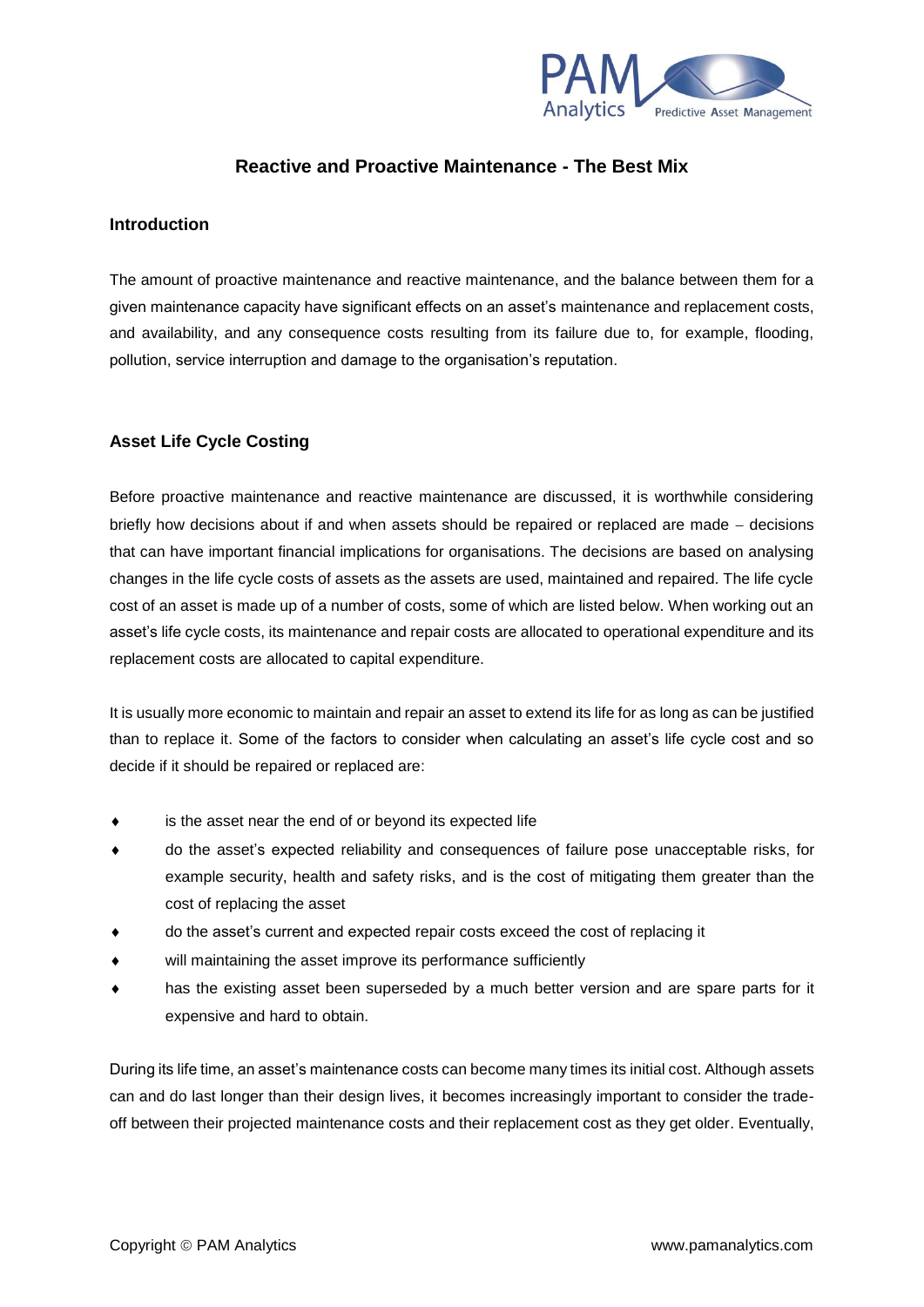# Reactive and Proactive Maintenance - The Best Mix

## Introduction

The amount of proactive maintenance and reactive maintenance, and the balance between them for a given maintenance capacity have significant effects on an asset's maintenance and replacement costs, and availability, and any consequence costs resulting from its failure due to, for example, flooding, pollution, service interruption and damage to the organisation's reputation.

## Asset Life Cycle Costing

Before proactive maintenance and reactive maintenance are discussed, it is worthwhile considering briefly how decisions about if and when assets should be repaired or replaced are made − decisions that can have important financial implications for organisations. The decisions are based on analysing changes in the life cycle costs of assets as the assets are used, maintained and repaired. The life cycle cost of an asset is made up of a number of costs, some of which are listed below. When working out an asset's life cycle costs, its maintenance and repair costs are allocated to operational expenditure and its replacement costs are allocated to capital expenditure.

It is usually more economic to maintain and repair an asset to extend its life for as long as can be justified than to replace it. Some of the factors to consider when calculating an asset's life cycle cost and so decide if it should be repaired or replaced are:

- is the asset near the end of or beyond its expected life
- do the asset's expected reliability and consequences of failure pose unacceptable risks, for example security, health and safety risks, and is the cost of mitigating them greater than the cost of replacing the asset
- do the asset's current and expected repair costs exceed the cost of replacing it
- will maintaining the asset improve its performance sufficiently
- has the existing asset been superseded by a much better version and are spare parts for it expensive and hard to obtain.

During its life time, an asset's maintenance costs can become many times its initial cost. Although assets can and do last longer than their design lives, it becomes increasingly important to consider the trade-off between their projected maintenance costs and their replacement cost as they get older. Eventually,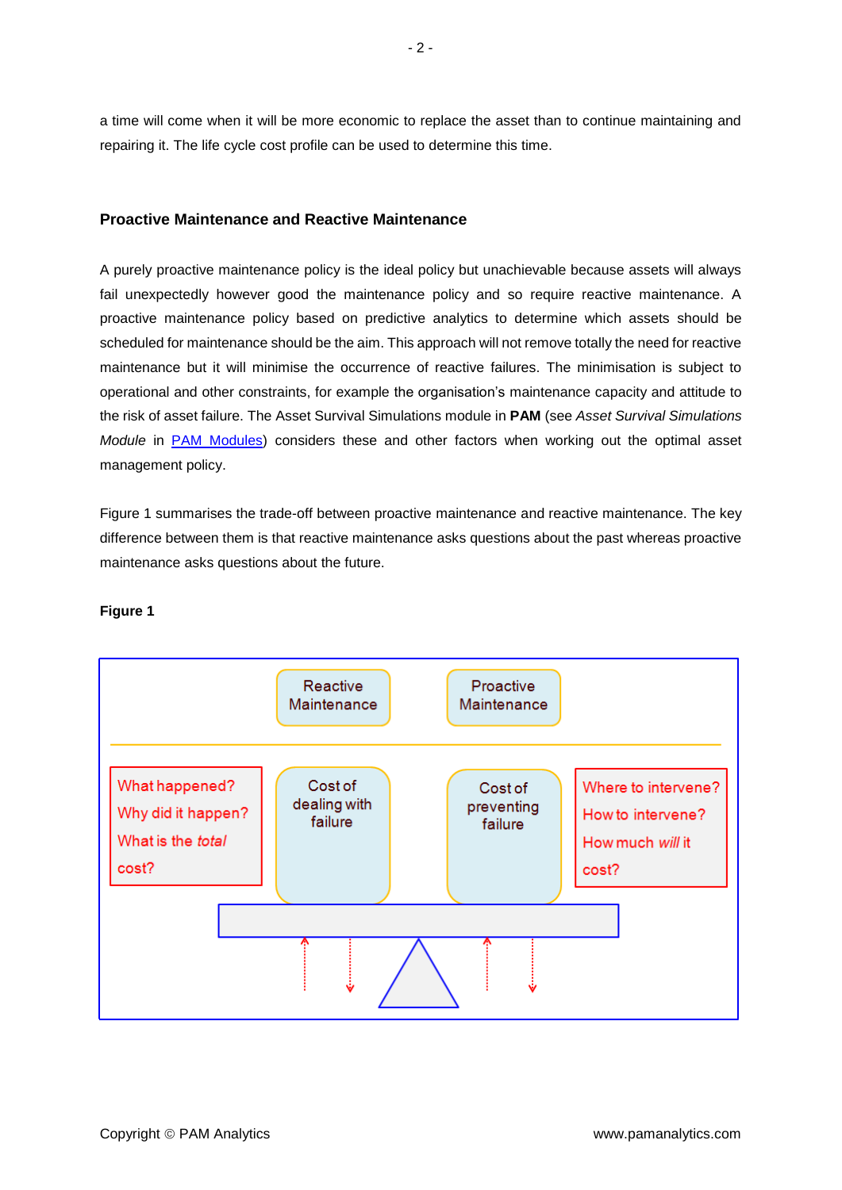a time will come when it will be more economic to replace the asset than to continue maintaining and repairing it. The life cycle cost profile can be used to determine this time.

## Proactive Maintenance and Reactive Maintenance

A purely proactive maintenance policy is the ideal policy but unachievable because assets will always fail unexpectedly however good the maintenance policy and so require reactive maintenance. A proactive maintenance policy based on predictive analytics to determine which assets should be scheduled for maintenance should be the aim. This approach will not remove totally the need for reactive maintenance but it will minimise the occurrence of reactive failures. The minimisation is subject to operational and other constraints, for example the organisation's maintenance capacity and attitude to the risk of asset failure. The Asset Survival Simulations module in **PAM** (see *Asset Survival Simulations Module* in PAM Modules) considers these and other factors when working out the optimal asset management policy.

Figure 1 summarises the trade-off between proactive maintenance and reactive maintenance. The key difference between them is that reactive maintenance asks questions about the past whereas proactive maintenance asks questions about the future.

**Figure 1**

| | Reactive Maintenance | Proactive Maintenance | |
|---|---|---|---|
| What happened? Why did it happen? What is the *total* cost? | Cost of dealing with failure | Cost of preventing failure | Where to intervene? How to intervene? How much *will* it cost? |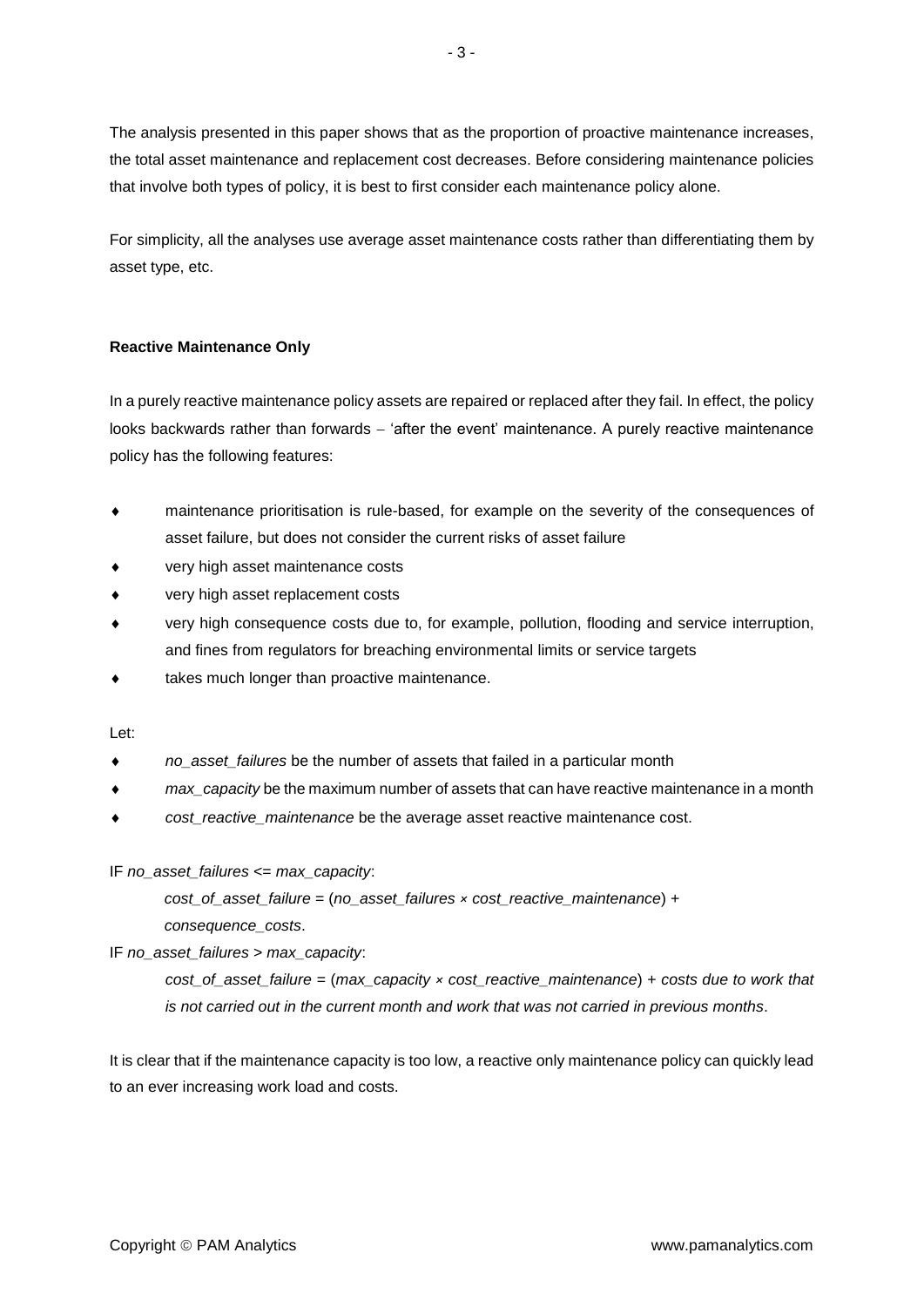The analysis presented in this paper shows that as the proportion of proactive maintenance increases, the total asset maintenance and replacement cost decreases. Before considering maintenance policies that involve both types of policy, it is best to first consider each maintenance policy alone.

For simplicity, all the analyses use average asset maintenance costs rather than differentiating them by asset type, etc.

**Reactive Maintenance Only**

In a purely reactive maintenance policy assets are repaired or replaced after they fail. In effect, the policy looks backwards rather than forwards – 'after the event' maintenance. A purely reactive maintenance policy has the following features:

- maintenance prioritisation is rule-based, for example on the severity of the consequences of asset failure, but does not consider the current risks of asset failure
- very high asset maintenance costs
- very high asset replacement costs
- very high consequence costs due to, for example, pollution, flooding and service interruption, and fines from regulators for breaching environmental limits or service targets
- takes much longer than proactive maintenance.

Let:

- *no_asset_failures* be the number of assets that failed in a particular month
- *max_capacity* be the maximum number of assets that can have reactive maintenance in a month
- *cost_reactive_maintenance* be the average asset reactive maintenance cost.

IF *no_asset_failures* <= *max_capacity*:

> *cost_of_asset_failure* = (*no_asset_failures* × *cost_reactive_maintenance*) + *consequence_costs*.

IF *no_asset_failures* > *max_capacity*:

> *cost_of_asset_failure* = (*max_capacity* × *cost_reactive_maintenance*) + *costs due to work that is not carried out in the current month and work that was not carried in previous months*.

It is clear that if the maintenance capacity is too low, a reactive only maintenance policy can quickly lead to an ever increasing work load and costs.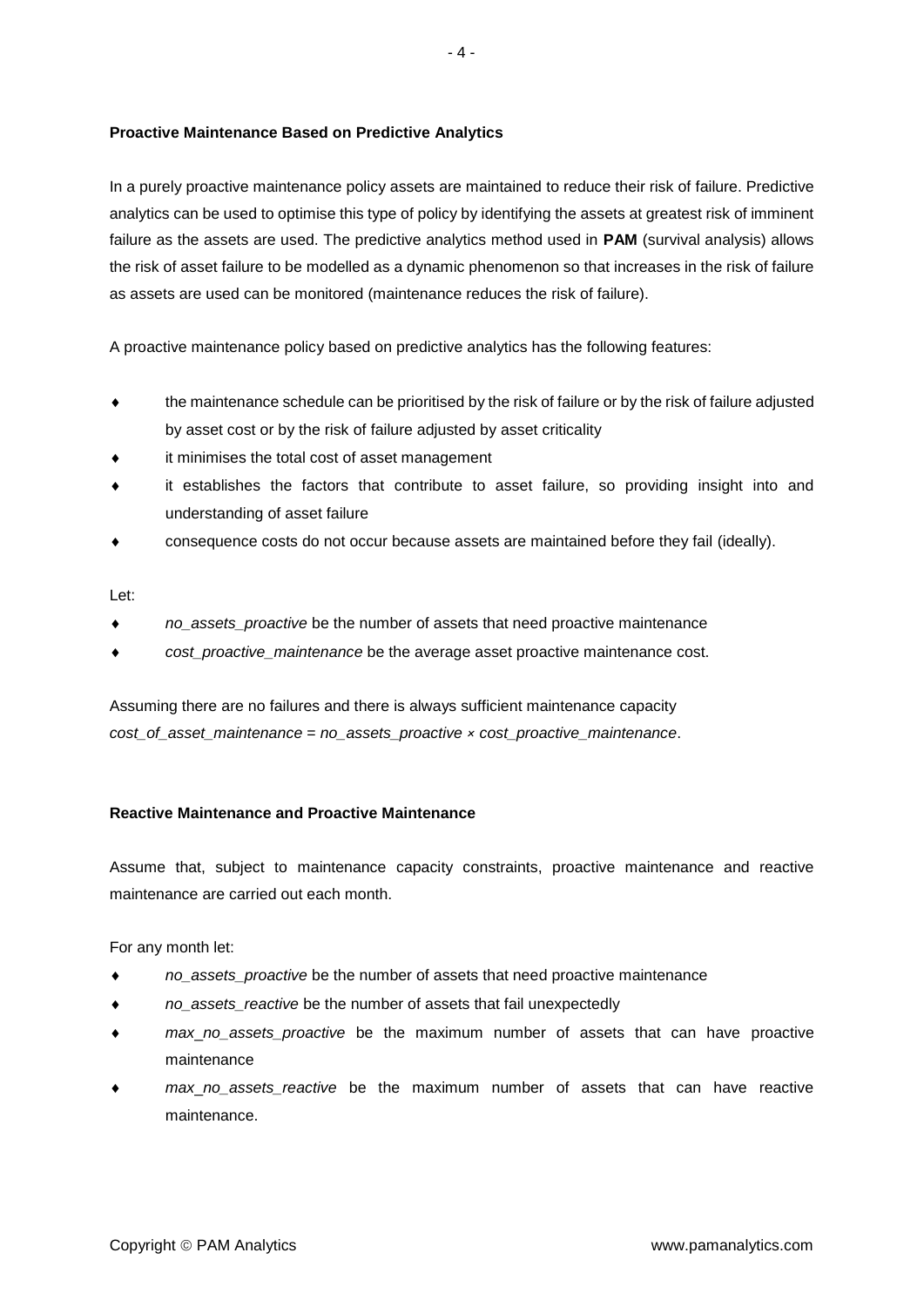### Proactive Maintenance Based on Predictive Analytics

In a purely proactive maintenance policy assets are maintained to reduce their risk of failure. Predictive analytics can be used to optimise this type of policy by identifying the assets at greatest risk of imminent failure as the assets are used. The predictive analytics method used in **PAM** (survival analysis) allows the risk of asset failure to be modelled as a dynamic phenomenon so that increases in the risk of failure as assets are used can be monitored (maintenance reduces the risk of failure).

A proactive maintenance policy based on predictive analytics has the following features:

- the maintenance schedule can be prioritised by the risk of failure or by the risk of failure adjusted by asset cost or by the risk of failure adjusted by asset criticality
- it minimises the total cost of asset management
- it establishes the factors that contribute to asset failure, so providing insight into and understanding of asset failure
- consequence costs do not occur because assets are maintained before they fail (ideally).

Let:

- *no_assets_proactive* be the number of assets that need proactive maintenance
- *cost_proactive_maintenance* be the average asset proactive maintenance cost.

Assuming there are no failures and there is always sufficient maintenance capacity
*cost_of_asset_maintenance* = *no_assets_proactive* × *cost_proactive_maintenance*.

### Reactive Maintenance and Proactive Maintenance

Assume that, subject to maintenance capacity constraints, proactive maintenance and reactive maintenance are carried out each month.

For any month let:

- *no_assets_proactive* be the number of assets that need proactive maintenance
- *no_assets_reactive* be the number of assets that fail unexpectedly
- *max_no_assets_proactive* be the maximum number of assets that can have proactive maintenance
- *max_no_assets_reactive* be the maximum number of assets that can have reactive maintenance.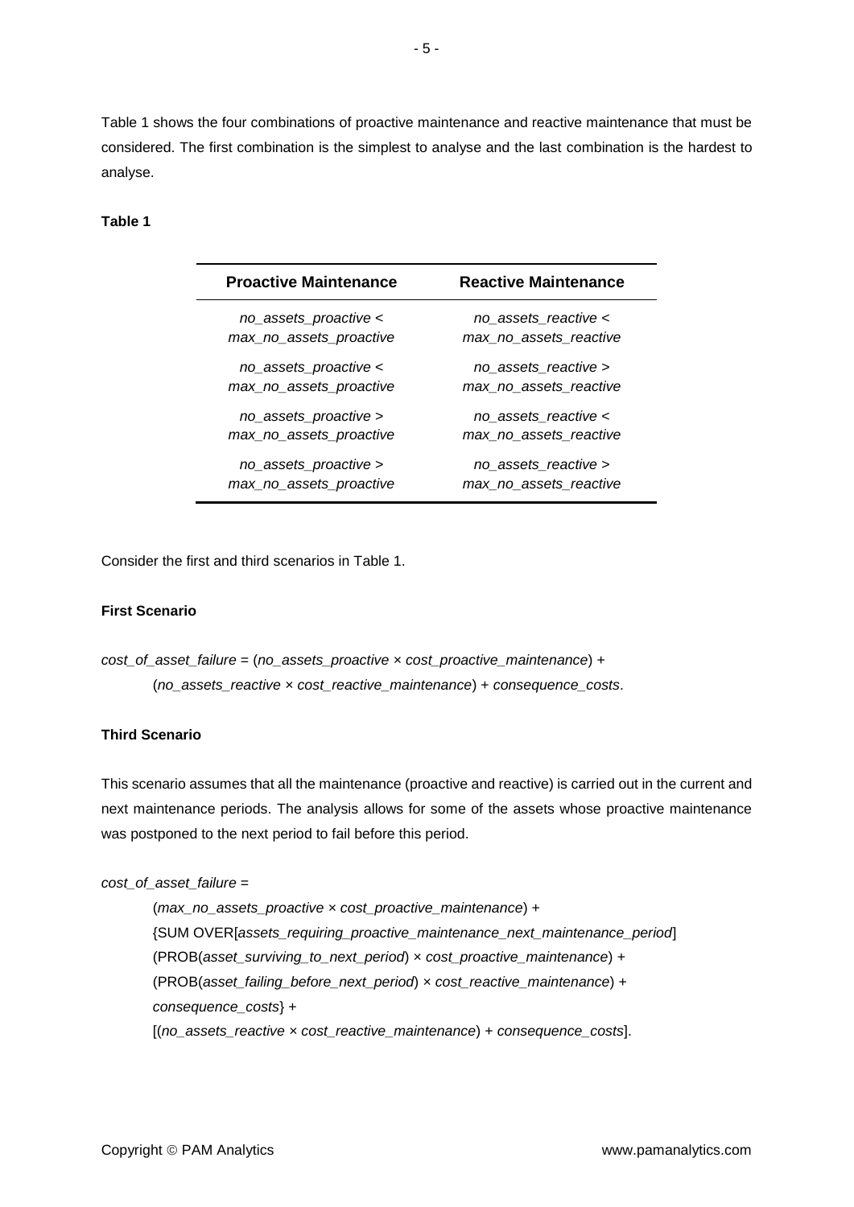Table 1 shows the four combinations of proactive maintenance and reactive maintenance that must be considered. The first combination is the simplest to analyse and the last combination is the hardest to analyse.

**Table 1**

| Proactive Maintenance | Reactive Maintenance |
|---|---|
| *no_assets_proactive* < *max_no_assets_proactive* | *no_assets_reactive* < *max_no_assets_reactive* |
| *no_assets_proactive* < *max_no_assets_proactive* | *no_assets_reactive* > *max_no_assets_reactive* |
| *no_assets_proactive* > *max_no_assets_proactive* | *no_assets_reactive* < *max_no_assets_reactive* |
| *no_assets_proactive* > *max_no_assets_proactive* | *no_assets_reactive* > *max_no_assets_reactive* |

Consider the first and third scenarios in Table 1.

**First Scenario**

*cost_of_asset_failure* = (*no_assets_proactive* × *cost_proactive_maintenance*) +
(*no_assets_reactive* × *cost_reactive_maintenance*) + *consequence_costs*.

**Third Scenario**

This scenario assumes that all the maintenance (proactive and reactive) is carried out in the current and next maintenance periods. The analysis allows for some of the assets whose proactive maintenance was postponed to the next period to fail before this period.

*cost_of_asset_failure* =

(*max_no_assets_proactive* × *cost_proactive_maintenance*) +
{SUM OVER[*assets_requiring_proactive_maintenance_next_maintenance_period*]
(PROB(*asset_surviving_to_next_period*) × *cost_proactive_maintenance*) +
(PROB(*asset_failing_before_next_period*) × *cost_reactive_maintenance*) +
*consequence_costs*} +
[(*no_assets_reactive* × *cost_reactive_maintenance*) + *consequence_costs*].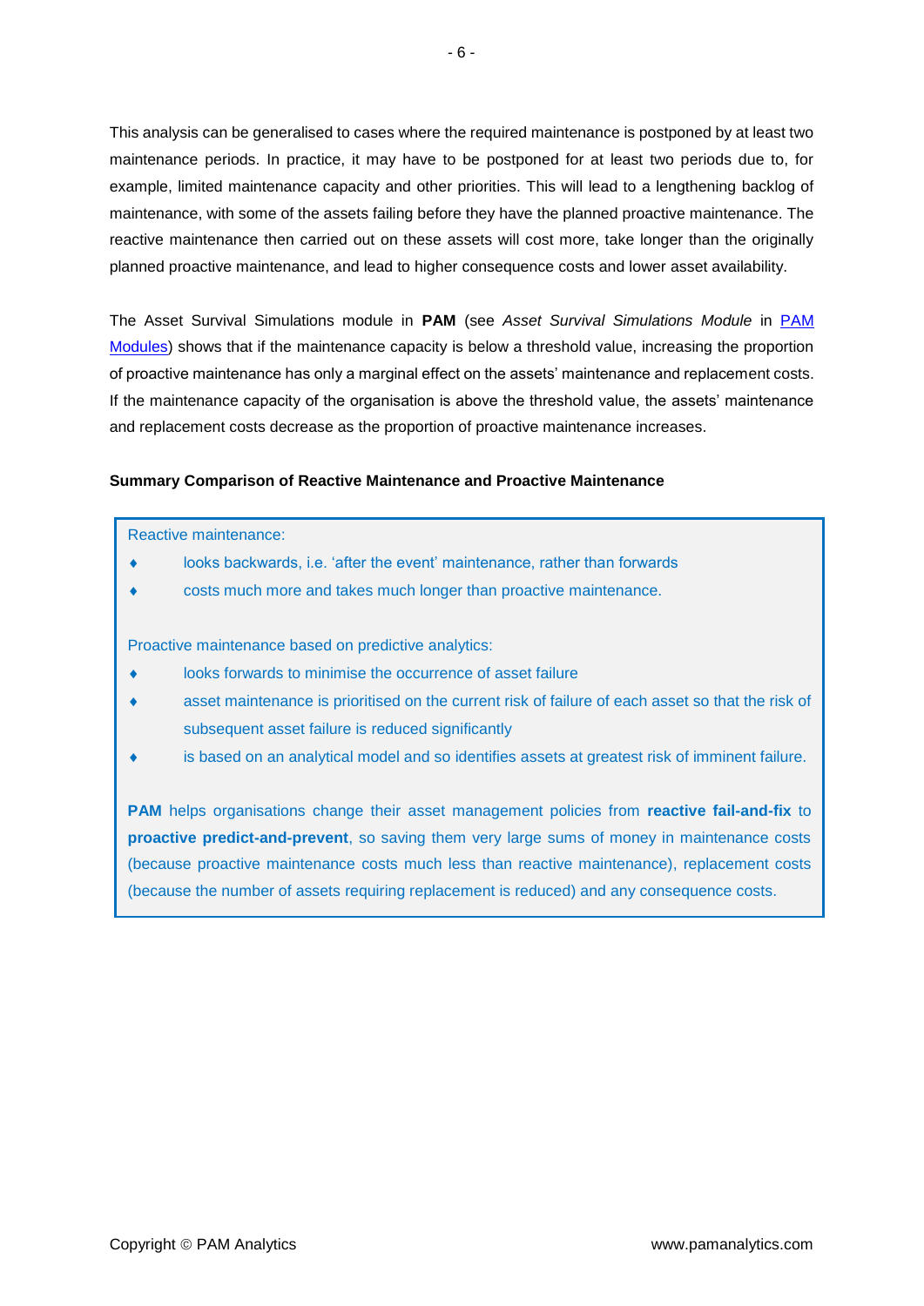This analysis can be generalised to cases where the required maintenance is postponed by at least two maintenance periods. In practice, it may have to be postponed for at least two periods due to, for example, limited maintenance capacity and other priorities. This will lead to a lengthening backlog of maintenance, with some of the assets failing before they have the planned proactive maintenance. The reactive maintenance then carried out on these assets will cost more, take longer than the originally planned proactive maintenance, and lead to higher consequence costs and lower asset availability.

The Asset Survival Simulations module in **PAM** (see *Asset Survival Simulations Module* in [PAM Modules]) shows that if the maintenance capacity is below a threshold value, increasing the proportion of proactive maintenance has only a marginal effect on the assets' maintenance and replacement costs. If the maintenance capacity of the organisation is above the threshold value, the assets' maintenance and replacement costs decrease as the proportion of proactive maintenance increases.

**Summary Comparison of Reactive Maintenance and Proactive Maintenance**

Reactive maintenance:

- looks backwards, i.e. 'after the event' maintenance, rather than forwards
- costs much more and takes much longer than proactive maintenance.

Proactive maintenance based on predictive analytics:

- looks forwards to minimise the occurrence of asset failure
- asset maintenance is prioritised on the current risk of failure of each asset so that the risk of subsequent asset failure is reduced significantly
- is based on an analytical model and so identifies assets at greatest risk of imminent failure.

**PAM** helps organisations change their asset management policies from **reactive fail-and-fix** to **proactive predict-and-prevent**, so saving them very large sums of money in maintenance costs (because proactive maintenance costs much less than reactive maintenance), replacement costs (because the number of assets requiring replacement is reduced) and any consequence costs.